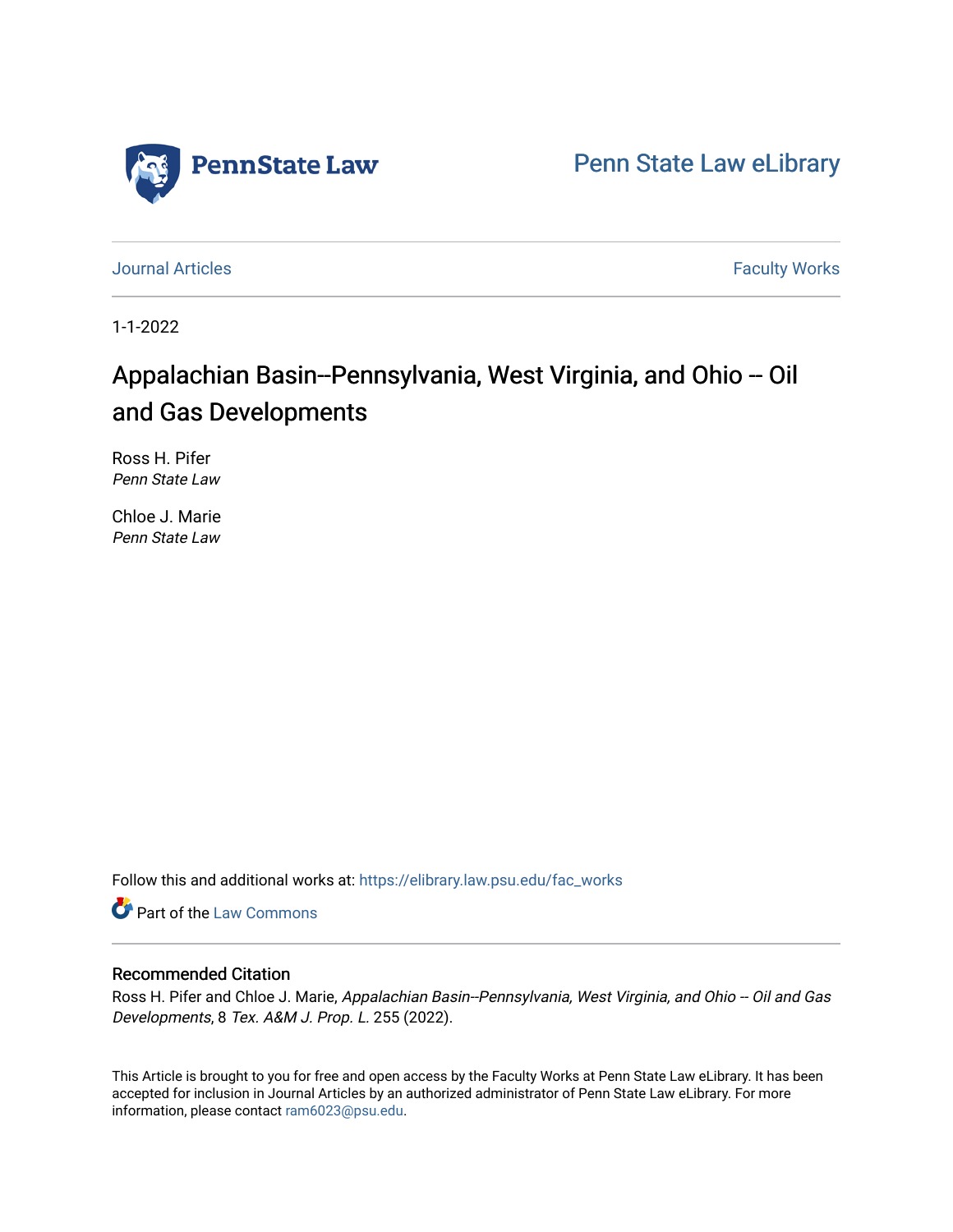Penn State Law

Penn State Law eLibrary

Journal Articles

Faculty Works

1-1-2022

# Appalachian Basin--Pennsylvania, West Virginia, and Ohio -- Oil and Gas Developments

Ross H. Pifer
*Penn State Law*

Chloe J. Marie
*Penn State Law*

Follow this and additional works at: https://elibrary.law.psu.edu/fac_works

Part of the Law Commons

## Recommended Citation

Ross H. Pifer and Chloe J. Marie, *Appalachian Basin--Pennsylvania, West Virginia, and Ohio -- Oil and Gas Developments*, 8 *Tex. A&M J. Prop. L.* 255 (2022).

This Article is brought to you for free and open access by the Faculty Works at Penn State Law eLibrary. It has been accepted for inclusion in Journal Articles by an authorized administrator of Penn State Law eLibrary. For more information, please contact ram6023@psu.edu.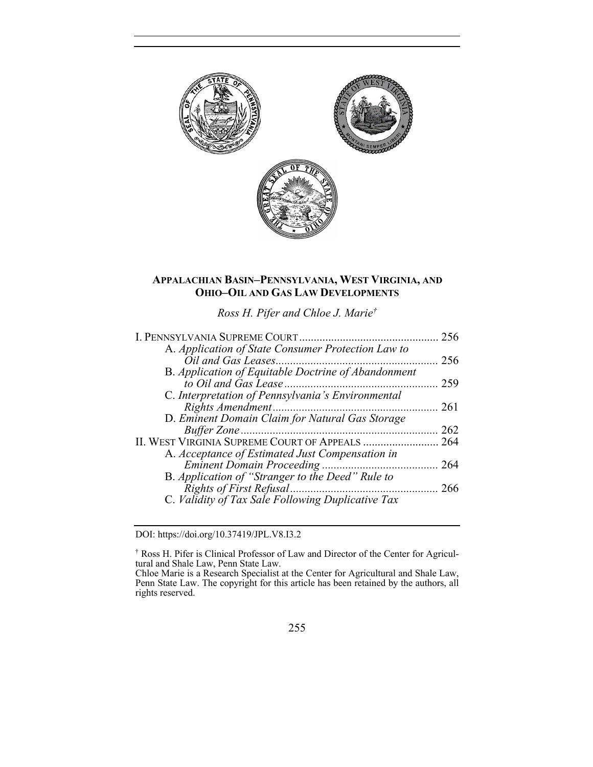## APPALACHIAN BASIN–PENNSYLVANIA, WEST VIRGINIA, AND OHIO–OIL AND GAS LAW DEVELOPMENTS

*Ross H. Pifer and Chloe J. Marie*†

I. PENNSYLVANIA SUPREME COURT ................................................ 256
- A. *Application of State Consumer Protection Law to Oil and Gas Leases* ........................................................ 256
- B. *Application of Equitable Doctrine of Abandonment to Oil and Gas Lease* ..................................................... 259
- C. *Interpretation of Pennsylvania's Environmental Rights Amendment* ......................................................... 261
- D. *Eminent Domain Claim for Natural Gas Storage Buffer Zone* .................................................................... 262

II. WEST VIRGINIA SUPREME COURT OF APPEALS .......................... 264
- A. *Acceptance of Estimated Just Compensation in Eminent Domain Proceeding* ........................................ 264
- B. *Application of "Stranger to the Deed" Rule to Rights of First Refusal* ................................................... 266
- C. *Validity of Tax Sale Following Duplicative Tax*

---

DOI: https://doi.org/10.37419/JPL.V8.I3.2

† Ross H. Pifer is Clinical Professor of Law and Director of the Center for Agricultural and Shale Law, Penn State Law.
Chloe Marie is a Research Specialist at the Center for Agricultural and Shale Law, Penn State Law. The copyright for this article has been retained by the authors, all rights reserved.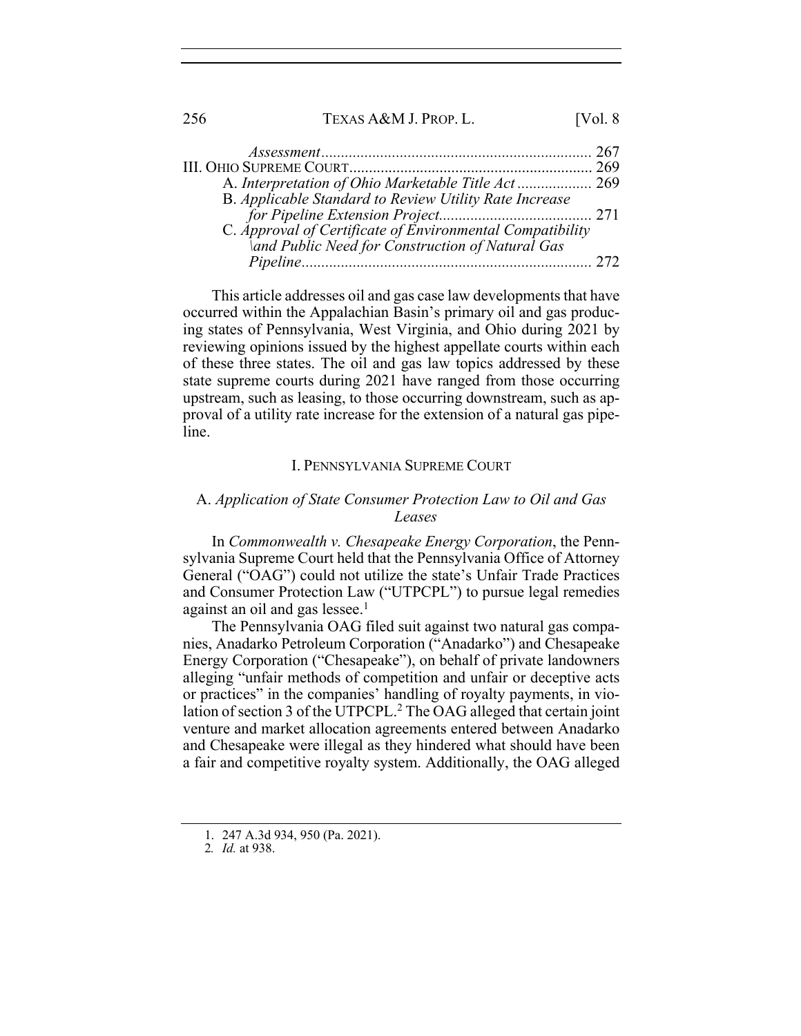*Assessment* ..................................................................... 267

III. OHIO SUPREME COURT ............................................................. 269

A. *Interpretation of Ohio Marketable Title Act* .................. 269

B. *Applicable Standard to Review Utility Rate Increase for Pipeline Extension Project* ....................................... 271

C. *Approval of Certificate of Environmental Compatibility \and Public Need for Construction of Natural Gas Pipeline* .......................................................................... 272

This article addresses oil and gas case law developments that have occurred within the Appalachian Basin's primary oil and gas producing states of Pennsylvania, West Virginia, and Ohio during 2021 by reviewing opinions issued by the highest appellate courts within each of these three states. The oil and gas law topics addressed by these state supreme courts during 2021 have ranged from those occurring upstream, such as leasing, to those occurring downstream, such as approval of a utility rate increase for the extension of a natural gas pipeline.

## I. PENNSYLVANIA SUPREME COURT

### A. *Application of State Consumer Protection Law to Oil and Gas Leases*

In *Commonwealth v. Chesapeake Energy Corporation*, the Pennsylvania Supreme Court held that the Pennsylvania Office of Attorney General ("OAG") could not utilize the state's Unfair Trade Practices and Consumer Protection Law ("UTPCPL") to pursue legal remedies against an oil and gas lessee.[1]

The Pennsylvania OAG filed suit against two natural gas companies, Anadarko Petroleum Corporation ("Anadarko") and Chesapeake Energy Corporation ("Chesapeake"), on behalf of private landowners alleging "unfair methods of competition and unfair or deceptive acts or practices" in the companies' handling of royalty payments, in violation of section 3 of the UTPCPL.[2] The OAG alleged that certain joint venture and market allocation agreements entered between Anadarko and Chesapeake were illegal as they hindered what should have been a fair and competitive royalty system. Additionally, the OAG alleged

1. 247 A.3d 934, 950 (Pa. 2021).
2. *Id.* at 938.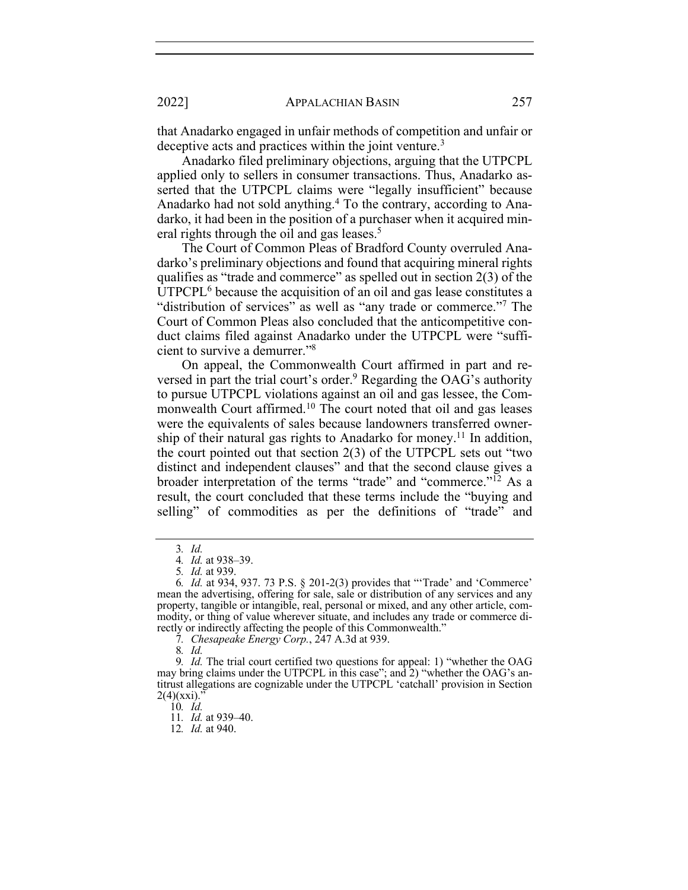that Anadarko engaged in unfair methods of competition and unfair or deceptive acts and practices within the joint venture.[3]

Anadarko filed preliminary objections, arguing that the UTPCPL applied only to sellers in consumer transactions. Thus, Anadarko asserted that the UTPCPL claims were "legally insufficient" because Anadarko had not sold anything.[4] To the contrary, according to Anadarko, it had been in the position of a purchaser when it acquired mineral rights through the oil and gas leases.[5]

The Court of Common Pleas of Bradford County overruled Anadarko's preliminary objections and found that acquiring mineral rights qualifies as "trade and commerce" as spelled out in section 2(3) of the UTPCPL[6] because the acquisition of an oil and gas lease constitutes a "distribution of services" as well as "any trade or commerce."[7] The Court of Common Pleas also concluded that the anticompetitive conduct claims filed against Anadarko under the UTPCPL were "sufficient to survive a demurrer."[8]

On appeal, the Commonwealth Court affirmed in part and reversed in part the trial court's order.[9] Regarding the OAG's authority to pursue UTPCPL violations against an oil and gas lessee, the Commonwealth Court affirmed.[10] The court noted that oil and gas leases were the equivalents of sales because landowners transferred ownership of their natural gas rights to Anadarko for money.[11] In addition, the court pointed out that section 2(3) of the UTPCPL sets out "two distinct and independent clauses" and that the second clause gives a broader interpretation of the terms "trade" and "commerce."[12] As a result, the court concluded that these terms include the "buying and selling" of commodities as per the definitions of "trade" and

---

3. *Id.*

4. *Id.* at 938–39.

5. *Id.* at 939.

6. *Id.* at 934, 937. 73 P.S. § 201-2(3) provides that "'Trade' and 'Commerce' mean the advertising, offering for sale, sale or distribution of any services and any property, tangible or intangible, real, personal or mixed, and any other article, commodity, or thing of value wherever situate, and includes any trade or commerce directly or indirectly affecting the people of this Commonwealth."

7. *Chesapeake Energy Corp.*, 247 A.3d at 939.

8. *Id.*

9. *Id.* The trial court certified two questions for appeal: 1) "whether the OAG may bring claims under the UTPCPL in this case"; and 2) "whether the OAG's antitrust allegations are cognizable under the UTPCPL 'catchall' provision in Section 2(4)(xxi)."

10. *Id.*

11. *Id.* at 939–40.

12. *Id.* at 940.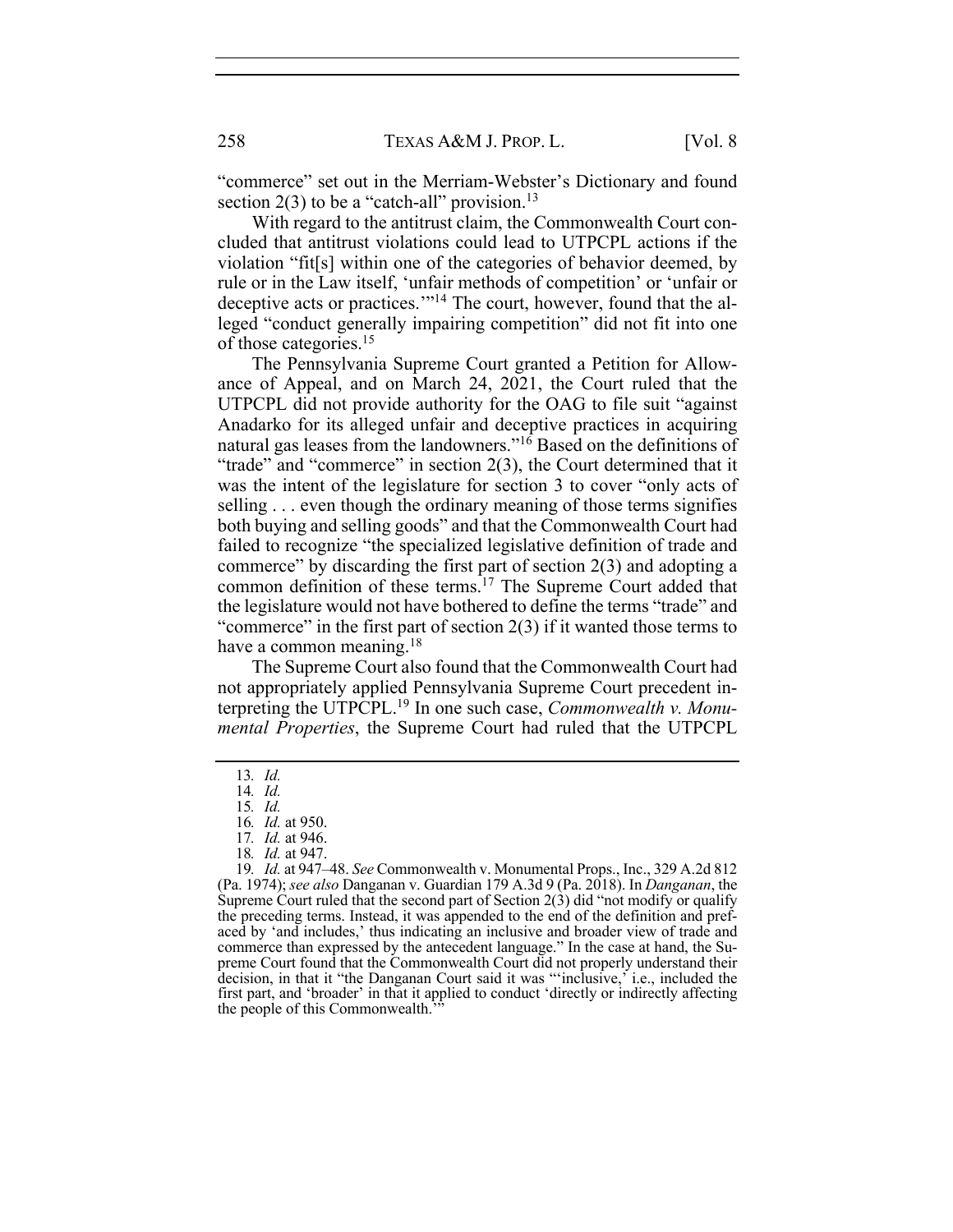"commerce" set out in the Merriam-Webster's Dictionary and found section 2(3) to be a "catch-all" provision.[13]

With regard to the antitrust claim, the Commonwealth Court concluded that antitrust violations could lead to UTPCPL actions if the violation "fit[s] within one of the categories of behavior deemed, by rule or in the Law itself, 'unfair methods of competition' or 'unfair or deceptive acts or practices.'"[14] The court, however, found that the alleged "conduct generally impairing competition" did not fit into one of those categories.[15]

The Pennsylvania Supreme Court granted a Petition for Allowance of Appeal, and on March 24, 2021, the Court ruled that the UTPCPL did not provide authority for the OAG to file suit "against Anadarko for its alleged unfair and deceptive practices in acquiring natural gas leases from the landowners."[16] Based on the definitions of "trade" and "commerce" in section 2(3), the Court determined that it was the intent of the legislature for section 3 to cover "only acts of selling . . . even though the ordinary meaning of those terms signifies both buying and selling goods" and that the Commonwealth Court had failed to recognize "the specialized legislative definition of trade and commerce" by discarding the first part of section 2(3) and adopting a common definition of these terms.[17] The Supreme Court added that the legislature would not have bothered to define the terms "trade" and "commerce" in the first part of section 2(3) if it wanted those terms to have a common meaning.[18]

The Supreme Court also found that the Commonwealth Court had not appropriately applied Pennsylvania Supreme Court precedent interpreting the UTPCPL.[19] In one such case, *Commonwealth v. Monumental Properties*, the Supreme Court had ruled that the UTPCPL

---

13. *Id.*
14. *Id.*
15. *Id.*
16. *Id.* at 950.
17. *Id.* at 946.
18. *Id.* at 947.
19. *Id.* at 947–48. *See* Commonwealth v. Monumental Props., Inc., 329 A.2d 812 (Pa. 1974); *see also* Danganan v. Guardian 179 A.3d 9 (Pa. 2018). In *Danganan*, the Supreme Court ruled that the second part of Section 2(3) did "not modify or qualify the preceding terms. Instead, it was appended to the end of the definition and prefaced by 'and includes,' thus indicating an inclusive and broader view of trade and commerce than expressed by the antecedent language." In the case at hand, the Supreme Court found that the Commonwealth Court did not properly understand their decision, in that it "the Danganan Court said it was "'inclusive,' i.e., included the first part, and 'broader' in that it applied to conduct 'directly or indirectly affecting the people of this Commonwealth.'"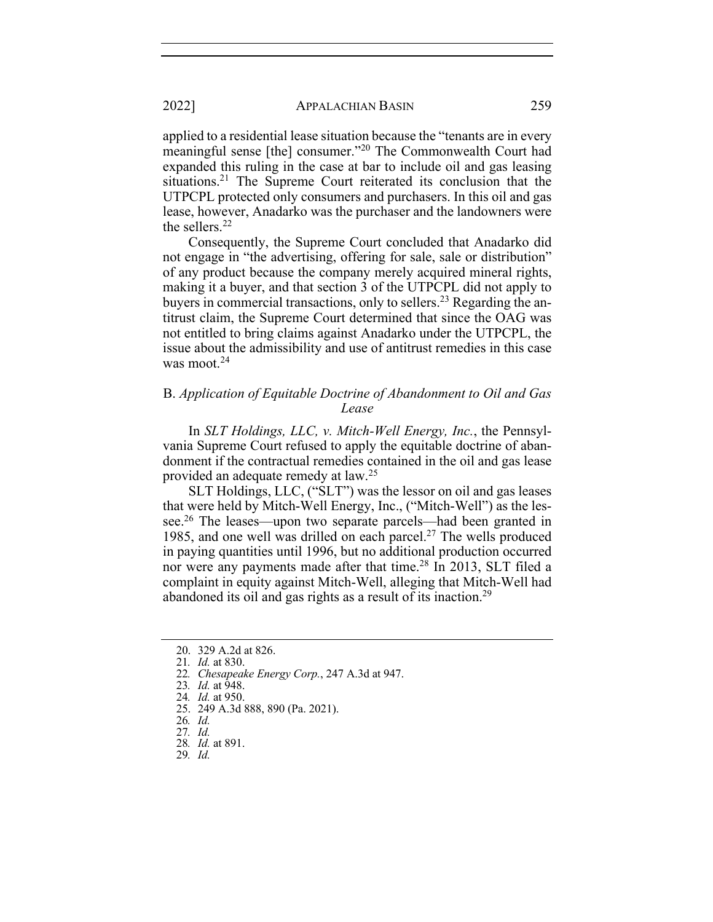applied to a residential lease situation because the "tenants are in every meaningful sense [the] consumer."[20] The Commonwealth Court had expanded this ruling in the case at bar to include oil and gas leasing situations.[21] The Supreme Court reiterated its conclusion that the UTPCPL protected only consumers and purchasers. In this oil and gas lease, however, Anadarko was the purchaser and the landowners were the sellers.[22]

Consequently, the Supreme Court concluded that Anadarko did not engage in "the advertising, offering for sale, sale or distribution" of any product because the company merely acquired mineral rights, making it a buyer, and that section 3 of the UTPCPL did not apply to buyers in commercial transactions, only to sellers.[23] Regarding the antitrust claim, the Supreme Court determined that since the OAG was not entitled to bring claims against Anadarko under the UTPCPL, the issue about the admissibility and use of antitrust remedies in this case was moot.[24]

## B. *Application of Equitable Doctrine of Abandonment to Oil and Gas Lease*

In *SLT Holdings, LLC, v. Mitch-Well Energy, Inc.*, the Pennsylvania Supreme Court refused to apply the equitable doctrine of abandonment if the contractual remedies contained in the oil and gas lease provided an adequate remedy at law.[25]

SLT Holdings, LLC, ("SLT") was the lessor on oil and gas leases that were held by Mitch-Well Energy, Inc., ("Mitch-Well") as the lessee.[26] The leases—upon two separate parcels—had been granted in 1985, and one well was drilled on each parcel.[27] The wells produced in paying quantities until 1996, but no additional production occurred nor were any payments made after that time.[28] In 2013, SLT filed a complaint in equity against Mitch-Well, alleging that Mitch-Well had abandoned its oil and gas rights as a result of its inaction.[29]

---

20. 329 A.2d at 826.
21. *Id.* at 830.
22. *Chesapeake Energy Corp.*, 247 A.3d at 947.
23. *Id.* at 948.
24. *Id.* at 950.
25. 249 A.3d 888, 890 (Pa. 2021).
26. *Id.*
27. *Id.*
28. *Id.* at 891.
29. *Id.*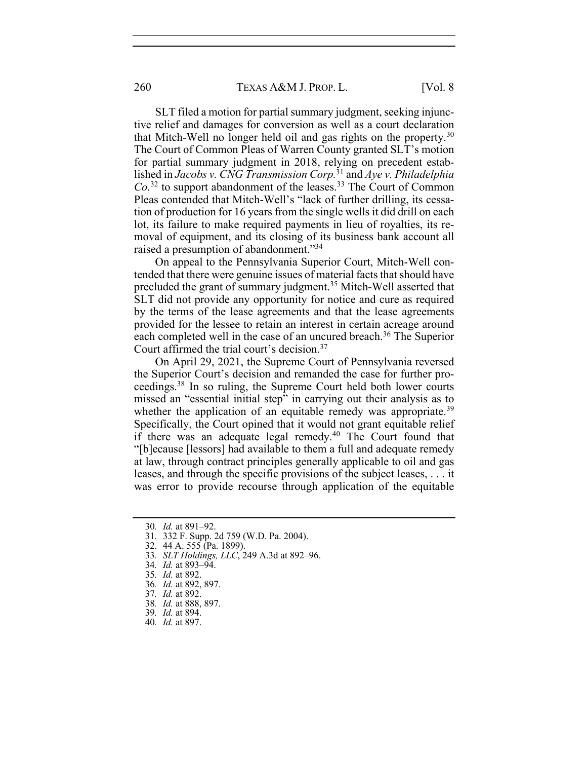SLT filed a motion for partial summary judgment, seeking injunctive relief and damages for conversion as well as a court declaration that Mitch-Well no longer held oil and gas rights on the property.[30] The Court of Common Pleas of Warren County granted SLT's motion for partial summary judgment in 2018, relying on precedent established in *Jacobs v. CNG Transmission Corp.*[31] and *Aye v. Philadelphia Co.*[32] to support abandonment of the leases.[33] The Court of Common Pleas contended that Mitch-Well's "lack of further drilling, its cessation of production for 16 years from the single wells it did drill on each lot, its failure to make required payments in lieu of royalties, its removal of equipment, and its closing of its business bank account all raised a presumption of abandonment."[34]

On appeal to the Pennsylvania Superior Court, Mitch-Well contended that there were genuine issues of material facts that should have precluded the grant of summary judgment.[35] Mitch-Well asserted that SLT did not provide any opportunity for notice and cure as required by the terms of the lease agreements and that the lease agreements provided for the lessee to retain an interest in certain acreage around each completed well in the case of an uncured breach.[36] The Superior Court affirmed the trial court's decision.[37]

On April 29, 2021, the Supreme Court of Pennsylvania reversed the Superior Court's decision and remanded the case for further proceedings.[38] In so ruling, the Supreme Court held both lower courts missed an "essential initial step" in carrying out their analysis as to whether the application of an equitable remedy was appropriate.[39] Specifically, the Court opined that it would not grant equitable relief if there was an adequate legal remedy.[40] The Court found that "[b]ecause [lessors] had available to them a full and adequate remedy at law, through contract principles generally applicable to oil and gas leases, and through the specific provisions of the subject leases, . . . it was error to provide recourse through application of the equitable

30. *Id.* at 891–92.
31. 332 F. Supp. 2d 759 (W.D. Pa. 2004).
32. 44 A. 555 (Pa. 1899).
33. *SLT Holdings, LLC*, 249 A.3d at 892–96.
34. *Id.* at 893–94.
35. *Id.* at 892.
36. *Id.* at 892, 897.
37. *Id.* at 892.
38. *Id.* at 888, 897.
39. *Id.* at 894.
40. *Id.* at 897.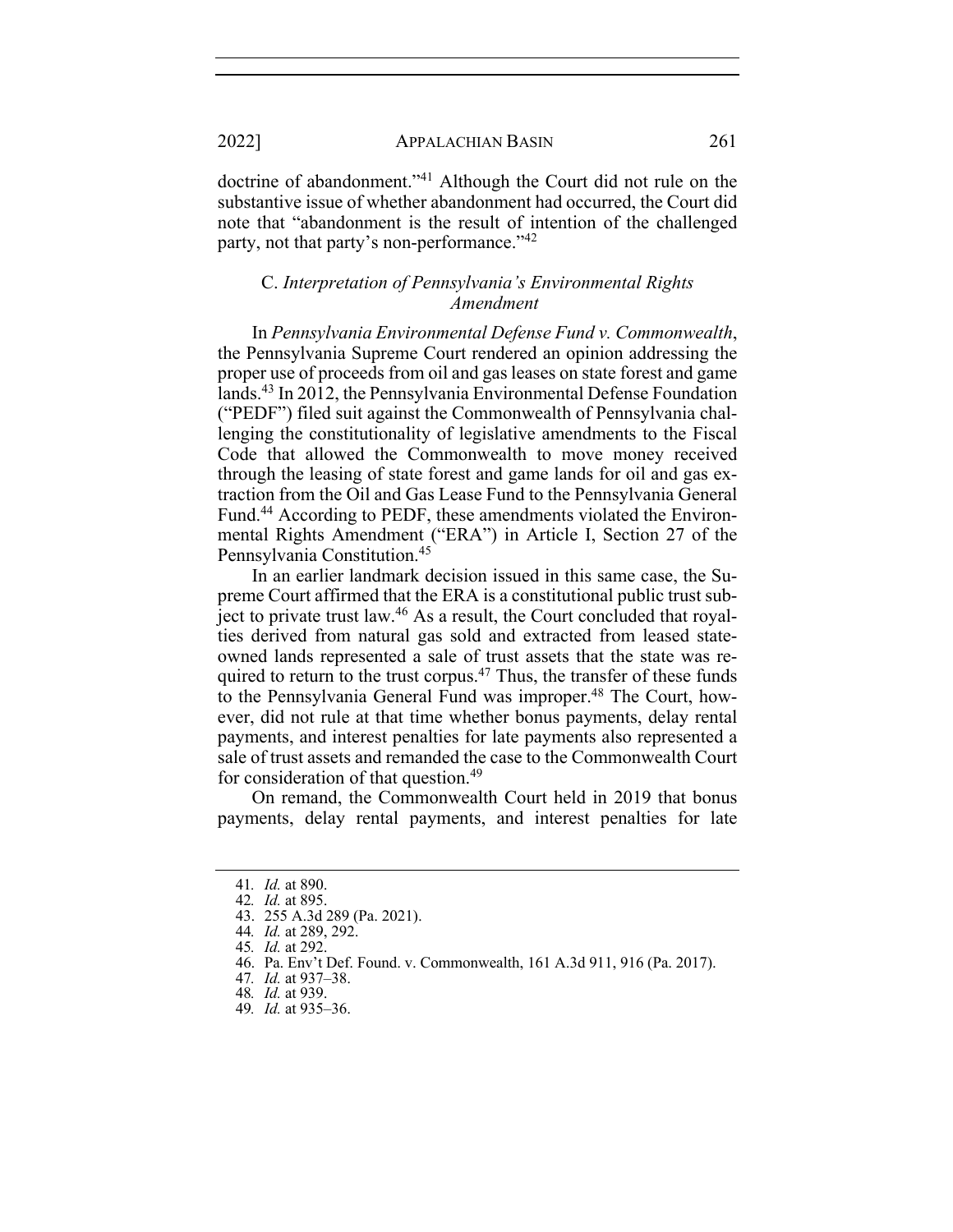doctrine of abandonment."[41] Although the Court did not rule on the substantive issue of whether abandonment had occurred, the Court did note that "abandonment is the result of intention of the challenged party, not that party's non-performance."[42]

### C. *Interpretation of Pennsylvania's Environmental Rights Amendment*

In *Pennsylvania Environmental Defense Fund v. Commonwealth*, the Pennsylvania Supreme Court rendered an opinion addressing the proper use of proceeds from oil and gas leases on state forest and game lands.[43] In 2012, the Pennsylvania Environmental Defense Foundation ("PEDF") filed suit against the Commonwealth of Pennsylvania challenging the constitutionality of legislative amendments to the Fiscal Code that allowed the Commonwealth to move money received through the leasing of state forest and game lands for oil and gas extraction from the Oil and Gas Lease Fund to the Pennsylvania General Fund.[44] According to PEDF, these amendments violated the Environmental Rights Amendment ("ERA") in Article I, Section 27 of the Pennsylvania Constitution.[45]

In an earlier landmark decision issued in this same case, the Supreme Court affirmed that the ERA is a constitutional public trust subject to private trust law.[46] As a result, the Court concluded that royalties derived from natural gas sold and extracted from leased state-owned lands represented a sale of trust assets that the state was required to return to the trust corpus.[47] Thus, the transfer of these funds to the Pennsylvania General Fund was improper.[48] The Court, however, did not rule at that time whether bonus payments, delay rental payments, and interest penalties for late payments also represented a sale of trust assets and remanded the case to the Commonwealth Court for consideration of that question.[49]

On remand, the Commonwealth Court held in 2019 that bonus payments, delay rental payments, and interest penalties for late

---

41. *Id.* at 890.
42. *Id.* at 895.
43. 255 A.3d 289 (Pa. 2021).
44. *Id.* at 289, 292.
45. *Id.* at 292.
46. Pa. Env't Def. Found. v. Commonwealth, 161 A.3d 911, 916 (Pa. 2017).
47. *Id.* at 937–38.
48. *Id.* at 939.
49. *Id.* at 935–36.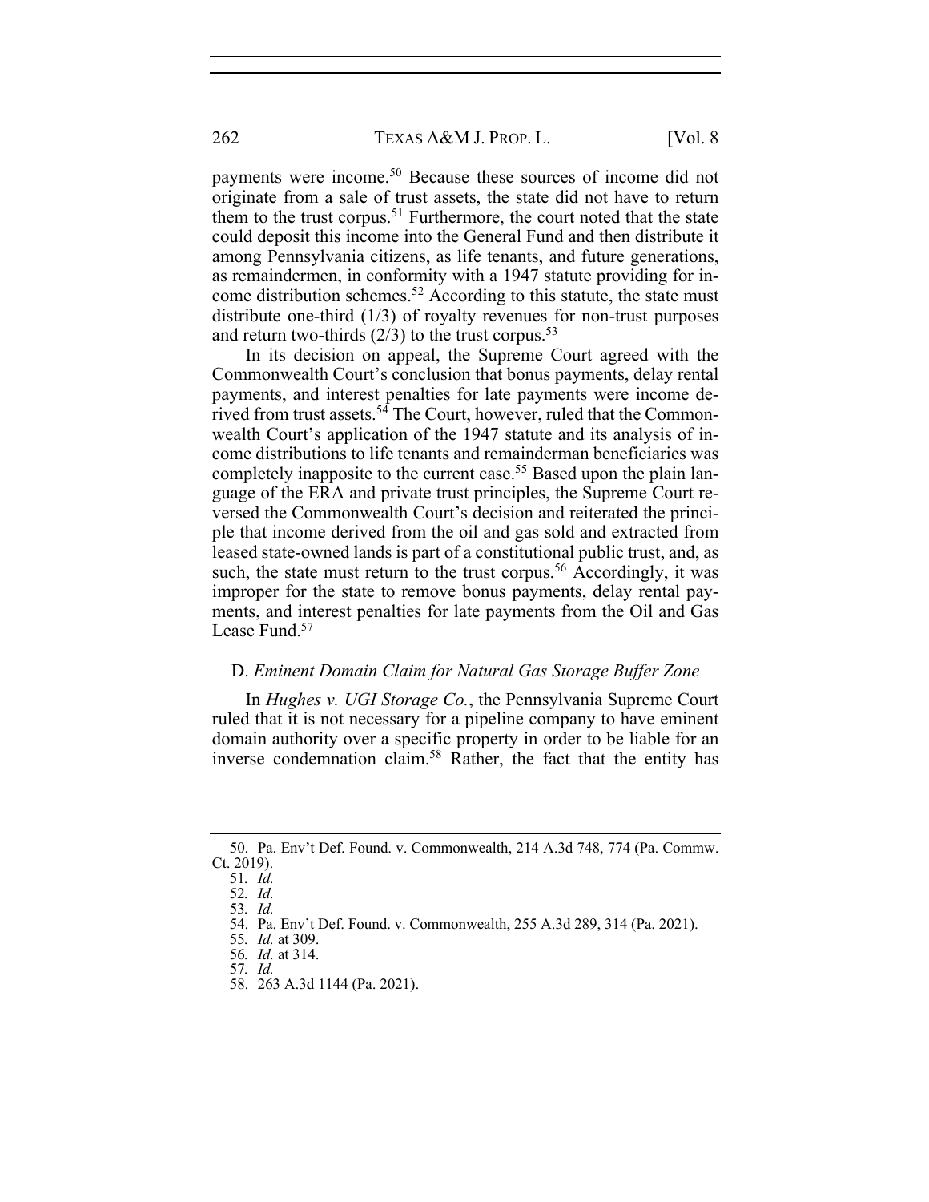payments were income.[50] Because these sources of income did not originate from a sale of trust assets, the state did not have to return them to the trust corpus.[51] Furthermore, the court noted that the state could deposit this income into the General Fund and then distribute it among Pennsylvania citizens, as life tenants, and future generations, as remaindermen, in conformity with a 1947 statute providing for income distribution schemes.[52] According to this statute, the state must distribute one-third (1/3) of royalty revenues for non-trust purposes and return two-thirds (2/3) to the trust corpus.[53]

In its decision on appeal, the Supreme Court agreed with the Commonwealth Court's conclusion that bonus payments, delay rental payments, and interest penalties for late payments were income derived from trust assets.[54] The Court, however, ruled that the Commonwealth Court's application of the 1947 statute and its analysis of income distributions to life tenants and remainderman beneficiaries was completely inapposite to the current case.[55] Based upon the plain language of the ERA and private trust principles, the Supreme Court reversed the Commonwealth Court's decision and reiterated the principle that income derived from the oil and gas sold and extracted from leased state-owned lands is part of a constitutional public trust, and, as such, the state must return to the trust corpus.[56] Accordingly, it was improper for the state to remove bonus payments, delay rental payments, and interest penalties for late payments from the Oil and Gas Lease Fund.[57]

### D. *Eminent Domain Claim for Natural Gas Storage Buffer Zone*

In *Hughes v. UGI Storage Co.*, the Pennsylvania Supreme Court ruled that it is not necessary for a pipeline company to have eminent domain authority over a specific property in order to be liable for an inverse condemnation claim.[58] Rather, the fact that the entity has

---

50. Pa. Env't Def. Found. v. Commonwealth, 214 A.3d 748, 774 (Pa. Commw. Ct. 2019).

51. *Id.*

52. *Id.*

53. *Id.*

54. Pa. Env't Def. Found. v. Commonwealth, 255 A.3d 289, 314 (Pa. 2021).

55. *Id.* at 309.

56. *Id.* at 314.

57. *Id.*

58. 263 A.3d 1144 (Pa. 2021).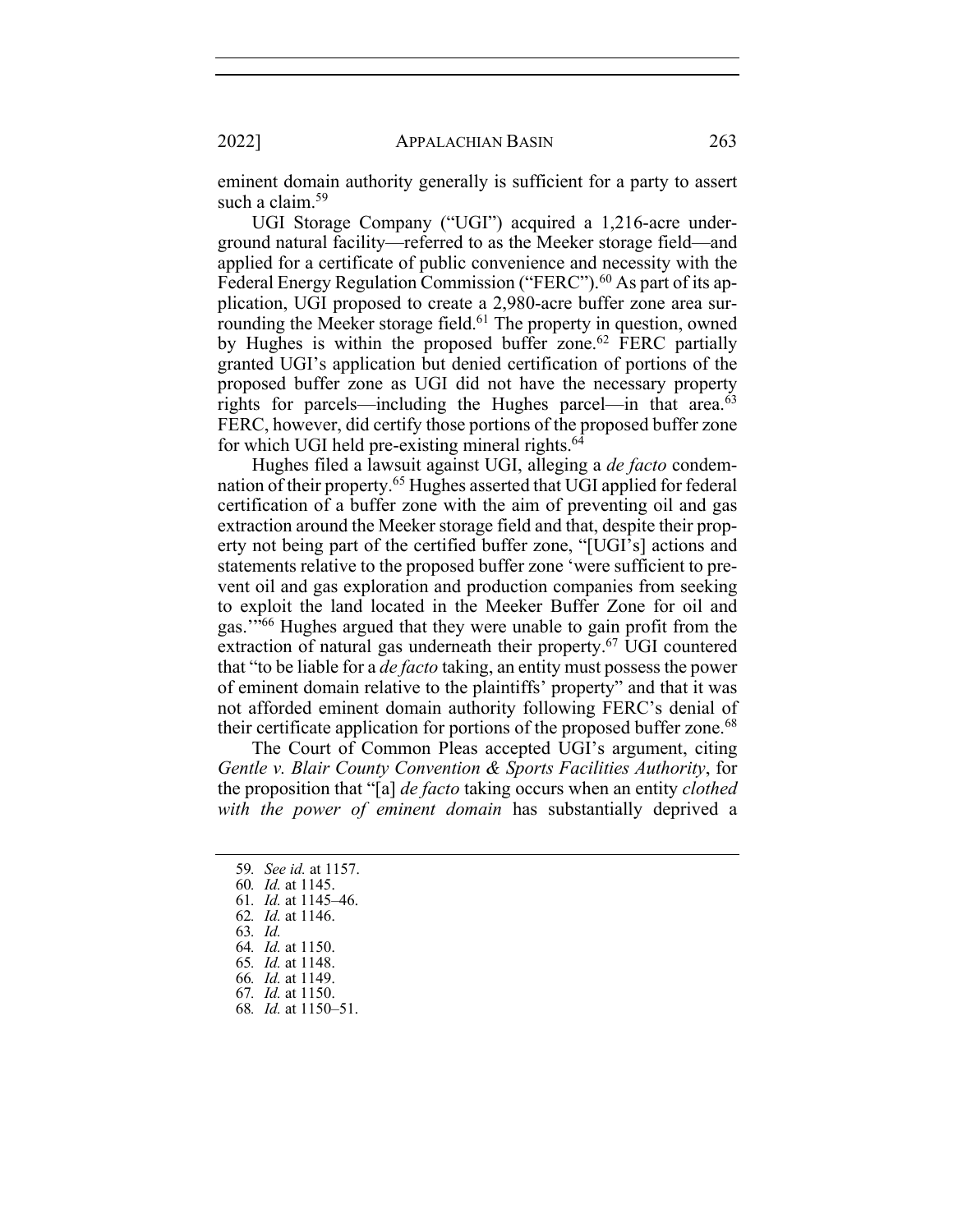eminent domain authority generally is sufficient for a party to assert such a claim.[59]

UGI Storage Company ("UGI") acquired a 1,216-acre underground natural facility—referred to as the Meeker storage field—and applied for a certificate of public convenience and necessity with the Federal Energy Regulation Commission ("FERC").[60] As part of its application, UGI proposed to create a 2,980-acre buffer zone area surrounding the Meeker storage field.[61] The property in question, owned by Hughes is within the proposed buffer zone.[62] FERC partially granted UGI's application but denied certification of portions of the proposed buffer zone as UGI did not have the necessary property rights for parcels—including the Hughes parcel—in that area.[63] FERC, however, did certify those portions of the proposed buffer zone for which UGI held pre-existing mineral rights.[64]

Hughes filed a lawsuit against UGI, alleging a *de facto* condemnation of their property.[65] Hughes asserted that UGI applied for federal certification of a buffer zone with the aim of preventing oil and gas extraction around the Meeker storage field and that, despite their property not being part of the certified buffer zone, "[UGI's] actions and statements relative to the proposed buffer zone 'were sufficient to prevent oil and gas exploration and production companies from seeking to exploit the land located in the Meeker Buffer Zone for oil and gas.'"[66] Hughes argued that they were unable to gain profit from the extraction of natural gas underneath their property.[67] UGI countered that "to be liable for a *de facto* taking, an entity must possess the power of eminent domain relative to the plaintiffs' property" and that it was not afforded eminent domain authority following FERC's denial of their certificate application for portions of the proposed buffer zone.[68]

The Court of Common Pleas accepted UGI's argument, citing *Gentle v. Blair County Convention & Sports Facilities Authority*, for the proposition that "[a] *de facto* taking occurs when an entity *clothed with the power of eminent domain* has substantially deprived a

59. *See id.* at 1157.
60. *Id.* at 1145.
61. *Id.* at 1145–46.
62. *Id.* at 1146.
63. *Id.*
64. *Id.* at 1150.
65. *Id.* at 1148.
66. *Id.* at 1149.
67. *Id.* at 1150.
68. *Id.* at 1150–51.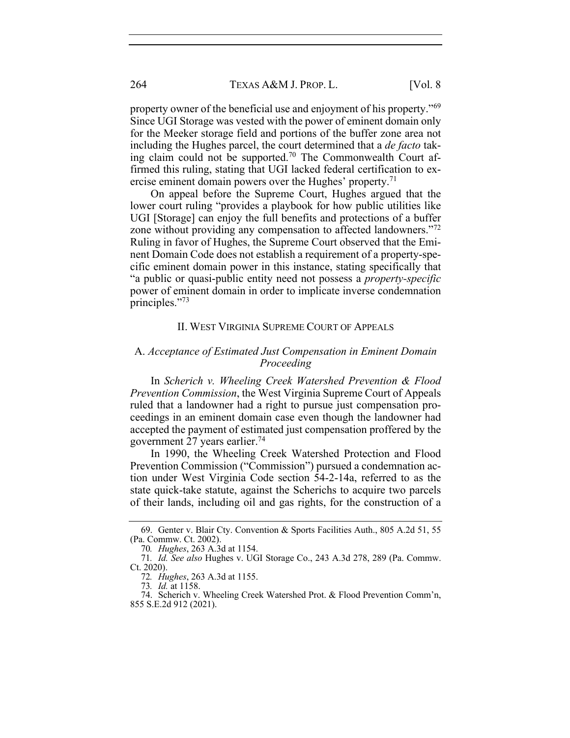property owner of the beneficial use and enjoyment of his property."[69] Since UGI Storage was vested with the power of eminent domain only for the Meeker storage field and portions of the buffer zone area not including the Hughes parcel, the court determined that a *de facto* taking claim could not be supported.[70] The Commonwealth Court affirmed this ruling, stating that UGI lacked federal certification to exercise eminent domain powers over the Hughes' property.[71]

On appeal before the Supreme Court, Hughes argued that the lower court ruling "provides a playbook for how public utilities like UGI [Storage] can enjoy the full benefits and protections of a buffer zone without providing any compensation to affected landowners."[72] Ruling in favor of Hughes, the Supreme Court observed that the Eminent Domain Code does not establish a requirement of a property-specific eminent domain power in this instance, stating specifically that "a public or quasi-public entity need not possess a *property-specific* power of eminent domain in order to implicate inverse condemnation principles."[73]

## II. WEST VIRGINIA SUPREME COURT OF APPEALS

### A. *Acceptance of Estimated Just Compensation in Eminent Domain Proceeding*

In *Scherich v. Wheeling Creek Watershed Prevention & Flood Prevention Commission*, the West Virginia Supreme Court of Appeals ruled that a landowner had a right to pursue just compensation proceedings in an eminent domain case even though the landowner had accepted the payment of estimated just compensation proffered by the government 27 years earlier.[74]

In 1990, the Wheeling Creek Watershed Protection and Flood Prevention Commission ("Commission") pursued a condemnation action under West Virginia Code section 54-2-14a, referred to as the state quick-take statute, against the Scherichs to acquire two parcels of their lands, including oil and gas rights, for the construction of a

---

69. Genter v. Blair Cty. Convention & Sports Facilities Auth., 805 A.2d 51, 55 (Pa. Commw. Ct. 2002).

70. *Hughes*, 263 A.3d at 1154.

71. *Id. See also* Hughes v. UGI Storage Co., 243 A.3d 278, 289 (Pa. Commw. Ct. 2020).

72. *Hughes*, 263 A.3d at 1155.

73. *Id.* at 1158.

74. Scherich v. Wheeling Creek Watershed Prot. & Flood Prevention Comm'n, 855 S.E.2d 912 (2021).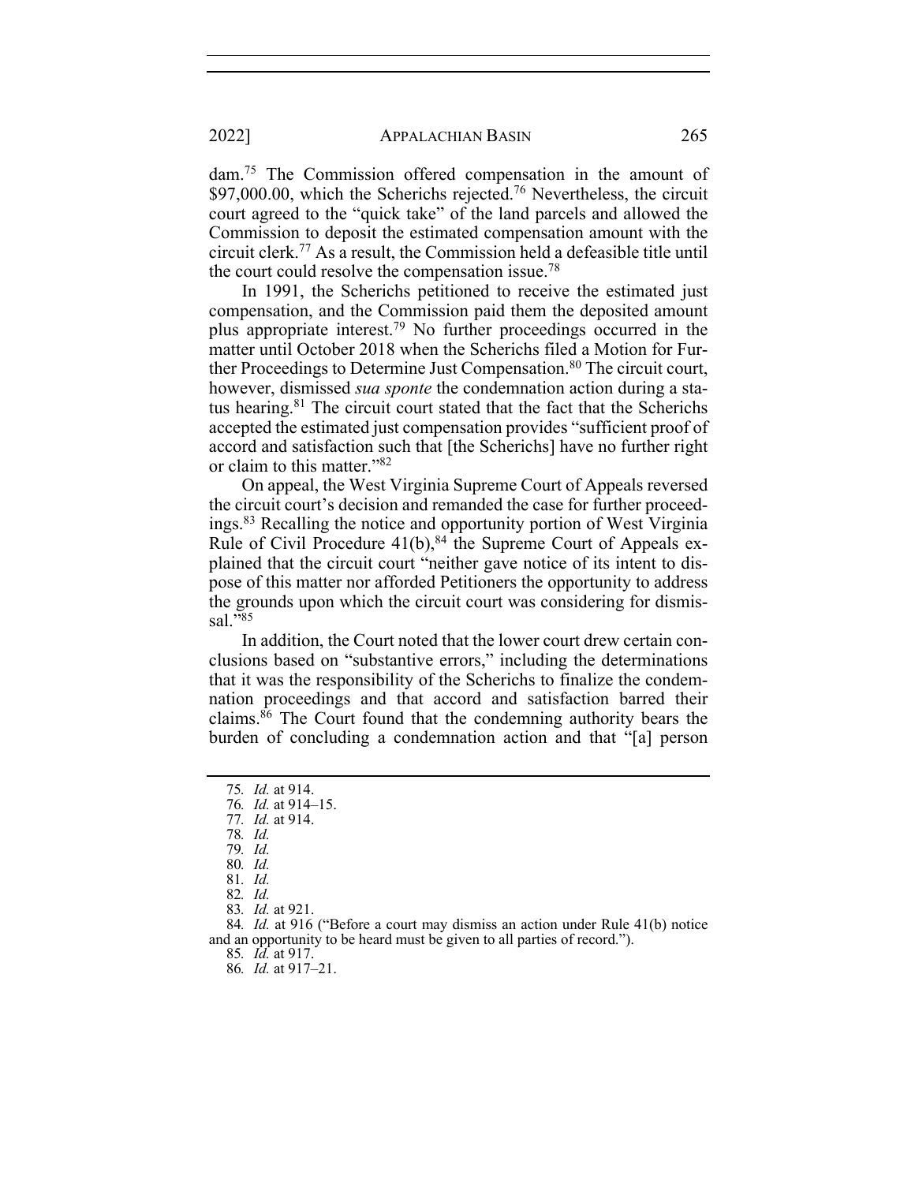dam.[75] The Commission offered compensation in the amount of $97,000.00, which the Scherichs rejected.[76] Nevertheless, the circuit court agreed to the "quick take" of the land parcels and allowed the Commission to deposit the estimated compensation amount with the circuit clerk.[77] As a result, the Commission held a defeasible title until the court could resolve the compensation issue.[78]

In 1991, the Scherichs petitioned to receive the estimated just compensation, and the Commission paid them the deposited amount plus appropriate interest.[79] No further proceedings occurred in the matter until October 2018 when the Scherichs filed a Motion for Further Proceedings to Determine Just Compensation.[80] The circuit court, however, dismissed *sua sponte* the condemnation action during a status hearing.[81] The circuit court stated that the fact that the Scherichs accepted the estimated just compensation provides "sufficient proof of accord and satisfaction such that [the Scherichs] have no further right or claim to this matter."[82]

On appeal, the West Virginia Supreme Court of Appeals reversed the circuit court's decision and remanded the case for further proceedings.[83] Recalling the notice and opportunity portion of West Virginia Rule of Civil Procedure 41(b),[84] the Supreme Court of Appeals explained that the circuit court "neither gave notice of its intent to dispose of this matter nor afforded Petitioners the opportunity to address the grounds upon which the circuit court was considering for dismissal."[85]

In addition, the Court noted that the lower court drew certain conclusions based on "substantive errors," including the determinations that it was the responsibility of the Scherichs to finalize the condemnation proceedings and that accord and satisfaction barred their claims.[86] The Court found that the condemning authority bears the burden of concluding a condemnation action and that "[a] person

---

75. *Id.* at 914.
76. *Id.* at 914–15.
77. *Id.* at 914.
78. *Id.*
79. *Id.*
80. *Id.*
81. *Id.*
82. *Id.*
83. *Id.* at 921.
84. *Id.* at 916 ("Before a court may dismiss an action under Rule 41(b) notice and an opportunity to be heard must be given to all parties of record.").
85. *Id.* at 917.
86. *Id.* at 917–21.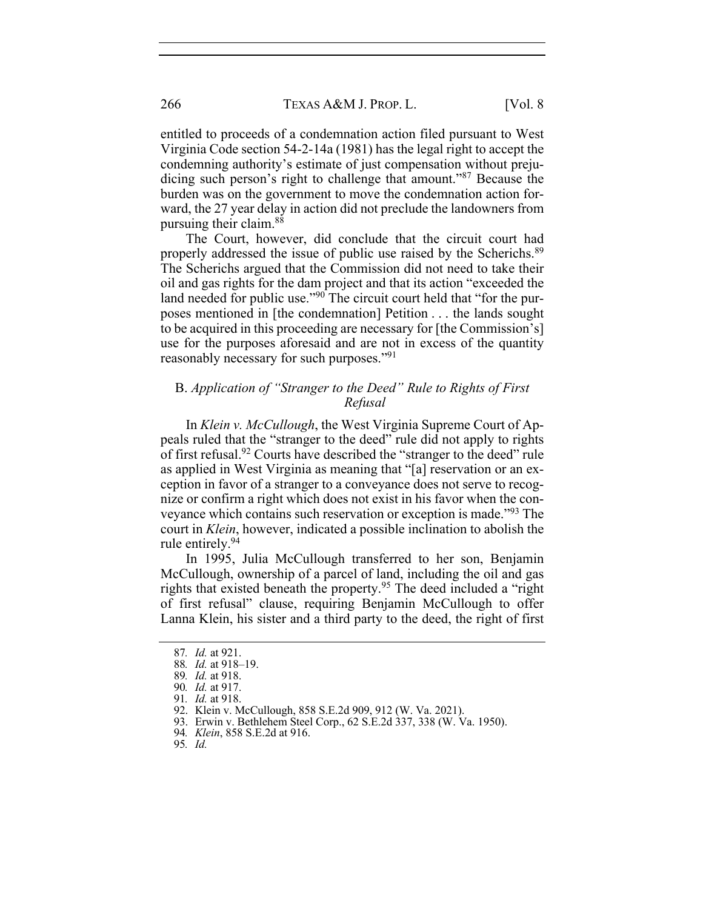entitled to proceeds of a condemnation action filed pursuant to West Virginia Code section 54-2-14a (1981) has the legal right to accept the condemning authority's estimate of just compensation without prejudicing such person's right to challenge that amount."[87] Because the burden was on the government to move the condemnation action forward, the 27 year delay in action did not preclude the landowners from pursuing their claim.[88]

The Court, however, did conclude that the circuit court had properly addressed the issue of public use raised by the Scherichs.[89] The Scherichs argued that the Commission did not need to take their oil and gas rights for the dam project and that its action "exceeded the land needed for public use."[90] The circuit court held that "for the purposes mentioned in [the condemnation] Petition . . . the lands sought to be acquired in this proceeding are necessary for [the Commission's] use for the purposes aforesaid and are not in excess of the quantity reasonably necessary for such purposes."[91]

### B. *Application of "Stranger to the Deed" Rule to Rights of First Refusal*

In *Klein v. McCullough*, the West Virginia Supreme Court of Appeals ruled that the "stranger to the deed" rule did not apply to rights of first refusal.[92] Courts have described the "stranger to the deed" rule as applied in West Virginia as meaning that "[a] reservation or an exception in favor of a stranger to a conveyance does not serve to recognize or confirm a right which does not exist in his favor when the conveyance which contains such reservation or exception is made."[93] The court in *Klein*, however, indicated a possible inclination to abolish the rule entirely.[94]

In 1995, Julia McCullough transferred to her son, Benjamin McCullough, ownership of a parcel of land, including the oil and gas rights that existed beneath the property.[95] The deed included a "right of first refusal" clause, requiring Benjamin McCullough to offer Lanna Klein, his sister and a third party to the deed, the right of first

---

87. *Id.* at 921.
88. *Id.* at 918–19.
89. *Id.* at 918.
90. *Id.* at 917.
91. *Id.* at 918.
92. Klein v. McCullough, 858 S.E.2d 909, 912 (W. Va. 2021).
93. Erwin v. Bethlehem Steel Corp., 62 S.E.2d 337, 338 (W. Va. 1950).
94. *Klein*, 858 S.E.2d at 916.
95. *Id.*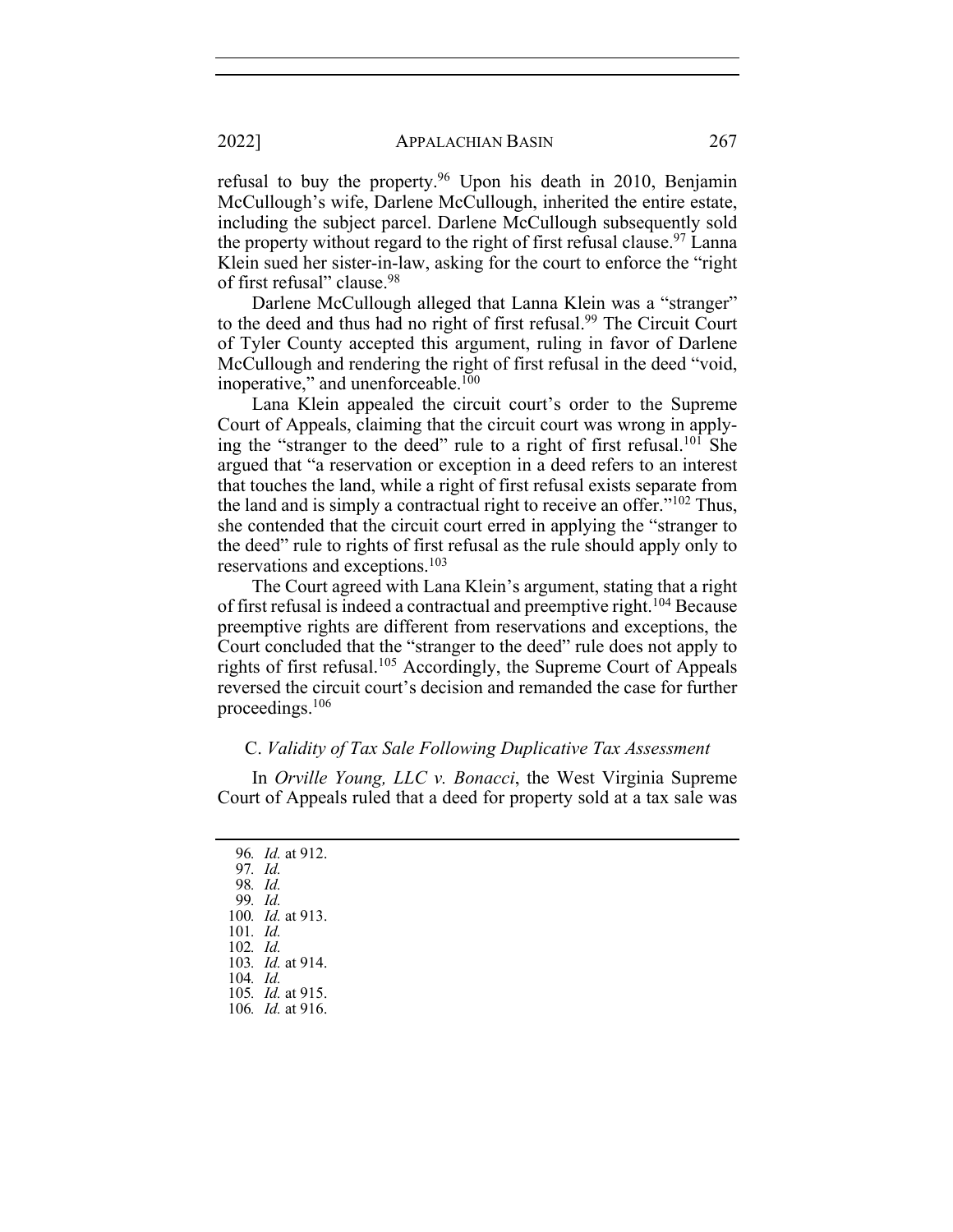refusal to buy the property.[96] Upon his death in 2010, Benjamin McCullough's wife, Darlene McCullough, inherited the entire estate, including the subject parcel. Darlene McCullough subsequently sold the property without regard to the right of first refusal clause.[97] Lanna Klein sued her sister-in-law, asking for the court to enforce the "right of first refusal" clause.[98]

Darlene McCullough alleged that Lanna Klein was a "stranger" to the deed and thus had no right of first refusal.[99] The Circuit Court of Tyler County accepted this argument, ruling in favor of Darlene McCullough and rendering the right of first refusal in the deed "void, inoperative," and unenforceable.[100]

Lana Klein appealed the circuit court's order to the Supreme Court of Appeals, claiming that the circuit court was wrong in applying the "stranger to the deed" rule to a right of first refusal.[101] She argued that "a reservation or exception in a deed refers to an interest that touches the land, while a right of first refusal exists separate from the land and is simply a contractual right to receive an offer."[102] Thus, she contended that the circuit court erred in applying the "stranger to the deed" rule to rights of first refusal as the rule should apply only to reservations and exceptions.[103]

The Court agreed with Lana Klein's argument, stating that a right of first refusal is indeed a contractual and preemptive right.[104] Because preemptive rights are different from reservations and exceptions, the Court concluded that the "stranger to the deed" rule does not apply to rights of first refusal.[105] Accordingly, the Supreme Court of Appeals reversed the circuit court's decision and remanded the case for further proceedings.[106]

### C. *Validity of Tax Sale Following Duplicative Tax Assessment*

In *Orville Young, LLC v. Bonacci*, the West Virginia Supreme Court of Appeals ruled that a deed for property sold at a tax sale was

---

96. *Id.* at 912.
97. *Id.*
98. *Id.*
99. *Id.*
100. *Id.* at 913.
101. *Id.*
102. *Id.*
103. *Id.* at 914.
104. *Id.*
105. *Id.* at 915.
106. *Id.* at 916.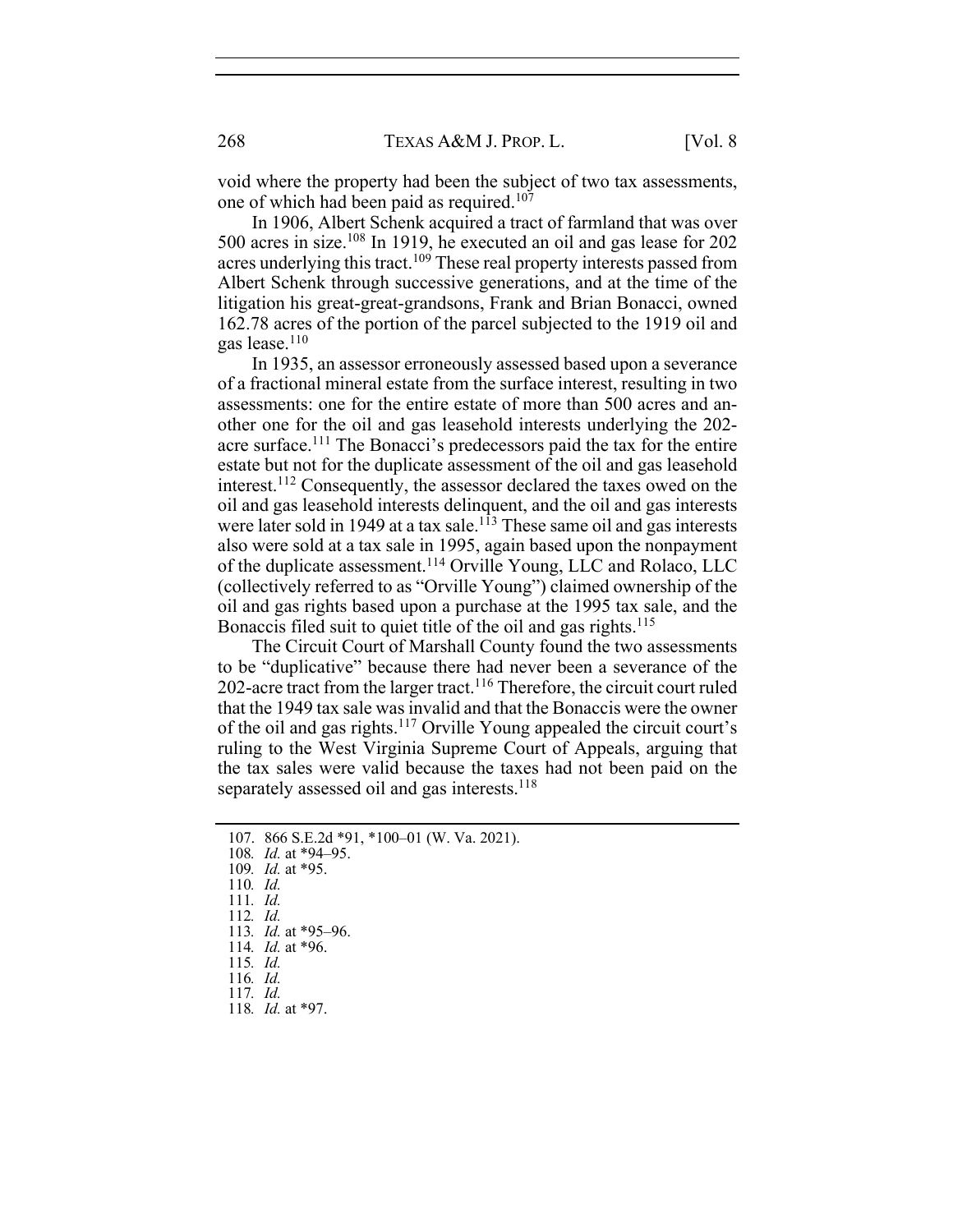void where the property had been the subject of two tax assessments, one of which had been paid as required.[107]

In 1906, Albert Schenk acquired a tract of farmland that was over 500 acres in size.[108] In 1919, he executed an oil and gas lease for 202 acres underlying this tract.[109] These real property interests passed from Albert Schenk through successive generations, and at the time of the litigation his great-great-grandsons, Frank and Brian Bonacci, owned 162.78 acres of the portion of the parcel subjected to the 1919 oil and gas lease.[110]

In 1935, an assessor erroneously assessed based upon a severance of a fractional mineral estate from the surface interest, resulting in two assessments: one for the entire estate of more than 500 acres and another one for the oil and gas leasehold interests underlying the 202-acre surface.[111] The Bonacci's predecessors paid the tax for the entire estate but not for the duplicate assessment of the oil and gas leasehold interest.[112] Consequently, the assessor declared the taxes owed on the oil and gas leasehold interests delinquent, and the oil and gas interests were later sold in 1949 at a tax sale.[113] These same oil and gas interests also were sold at a tax sale in 1995, again based upon the nonpayment of the duplicate assessment.[114] Orville Young, LLC and Rolaco, LLC (collectively referred to as "Orville Young") claimed ownership of the oil and gas rights based upon a purchase at the 1995 tax sale, and the Bonaccis filed suit to quiet title of the oil and gas rights.[115]

The Circuit Court of Marshall County found the two assessments to be "duplicative" because there had never been a severance of the 202-acre tract from the larger tract.[116] Therefore, the circuit court ruled that the 1949 tax sale was invalid and that the Bonaccis were the owner of the oil and gas rights.[117] Orville Young appealed the circuit court's ruling to the West Virginia Supreme Court of Appeals, arguing that the tax sales were valid because the taxes had not been paid on the separately assessed oil and gas interests.[118]

---

107. 866 S.E.2d *91, *100–01 (W. Va. 2021).
108. *Id.* at *94–95.
109. *Id.* at *95.
110. *Id.*
111. *Id.*
112. *Id.*
113. *Id.* at *95–96.
114. *Id.* at *96.
115. *Id.*
116. *Id.*
117. *Id.*
118. *Id.* at *97.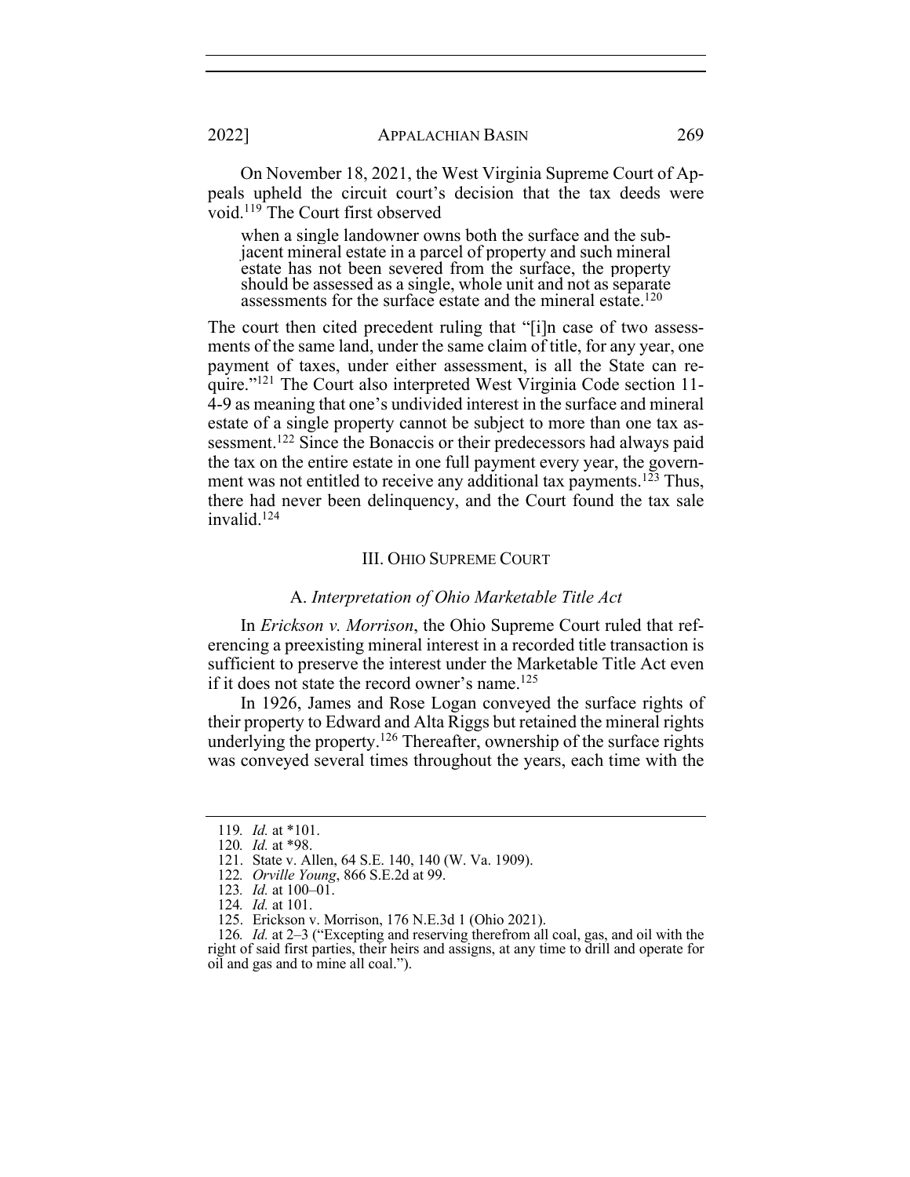On November 18, 2021, the West Virginia Supreme Court of Appeals upheld the circuit court's decision that the tax deeds were void.[119] The Court first observed

> when a single landowner owns both the surface and the subjacent mineral estate in a parcel of property and such mineral estate has not been severed from the surface, the property should be assessed as a single, whole unit and not as separate assessments for the surface estate and the mineral estate.[120]

The court then cited precedent ruling that "[i]n case of two assessments of the same land, under the same claim of title, for any year, one payment of taxes, under either assessment, is all the State can require."[121] The Court also interpreted West Virginia Code section 11-4-9 as meaning that one's undivided interest in the surface and mineral estate of a single property cannot be subject to more than one tax assessment.[122] Since the Bonaccis or their predecessors had always paid the tax on the entire estate in one full payment every year, the government was not entitled to receive any additional tax payments.[123] Thus, there had never been delinquency, and the Court found the tax sale invalid.[124]

## III. OHIO SUPREME COURT

### A. *Interpretation of Ohio Marketable Title Act*

In *Erickson v. Morrison*, the Ohio Supreme Court ruled that referencing a preexisting mineral interest in a recorded title transaction is sufficient to preserve the interest under the Marketable Title Act even if it does not state the record owner's name.[125]

In 1926, James and Rose Logan conveyed the surface rights of their property to Edward and Alta Riggs but retained the mineral rights underlying the property.[126] Thereafter, ownership of the surface rights was conveyed several times throughout the years, each time with the

---

119. *Id.* at \*101.

120. *Id.* at \*98.

121. State v. Allen, 64 S.E. 140, 140 (W. Va. 1909).

122. *Orville Young*, 866 S.E.2d at 99.

123. *Id.* at 100–01.

124. *Id.* at 101.

125. Erickson v. Morrison, 176 N.E.3d 1 (Ohio 2021).

126. *Id.* at 2–3 ("Excepting and reserving therefrom all coal, gas, and oil with the right of said first parties, their heirs and assigns, at any time to drill and operate for oil and gas and to mine all coal.").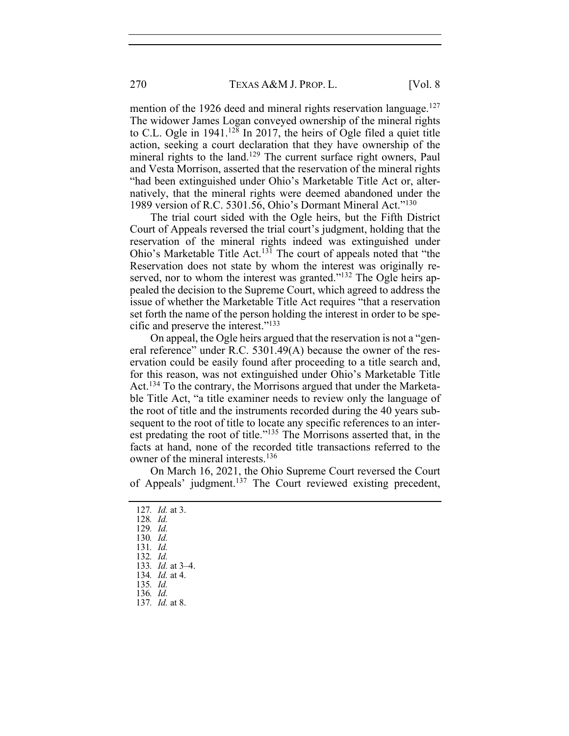mention of the 1926 deed and mineral rights reservation language.[127] The widower James Logan conveyed ownership of the mineral rights to C.L. Ogle in 1941.[128] In 2017, the heirs of Ogle filed a quiet title action, seeking a court declaration that they have ownership of the mineral rights to the land.[129] The current surface right owners, Paul and Vesta Morrison, asserted that the reservation of the mineral rights "had been extinguished under Ohio's Marketable Title Act or, alternatively, that the mineral rights were deemed abandoned under the 1989 version of R.C. 5301.56, Ohio's Dormant Mineral Act."[130]

The trial court sided with the Ogle heirs, but the Fifth District Court of Appeals reversed the trial court's judgment, holding that the reservation of the mineral rights indeed was extinguished under Ohio's Marketable Title Act.[131] The court of appeals noted that "the Reservation does not state by whom the interest was originally reserved, nor to whom the interest was granted."[132] The Ogle heirs appealed the decision to the Supreme Court, which agreed to address the issue of whether the Marketable Title Act requires "that a reservation set forth the name of the person holding the interest in order to be specific and preserve the interest."[133]

On appeal, the Ogle heirs argued that the reservation is not a "general reference" under R.C. 5301.49(A) because the owner of the reservation could be easily found after proceeding to a title search and, for this reason, was not extinguished under Ohio's Marketable Title Act.[134] To the contrary, the Morrisons argued that under the Marketable Title Act, "a title examiner needs to review only the language of the root of title and the instruments recorded during the 40 years subsequent to the root of title to locate any specific references to an interest predating the root of title."[135] The Morrisons asserted that, in the facts at hand, none of the recorded title transactions referred to the owner of the mineral interests.[136]

On March 16, 2021, the Ohio Supreme Court reversed the Court of Appeals' judgment.[137] The Court reviewed existing precedent,

---

127. *Id.* at 3.
128. *Id.*
129. *Id.*
130. *Id.*
131. *Id.*
132. *Id.*
133. *Id.* at 3–4.
134. *Id.* at 4.
135. *Id.*
136. *Id.*
137. *Id.* at 8.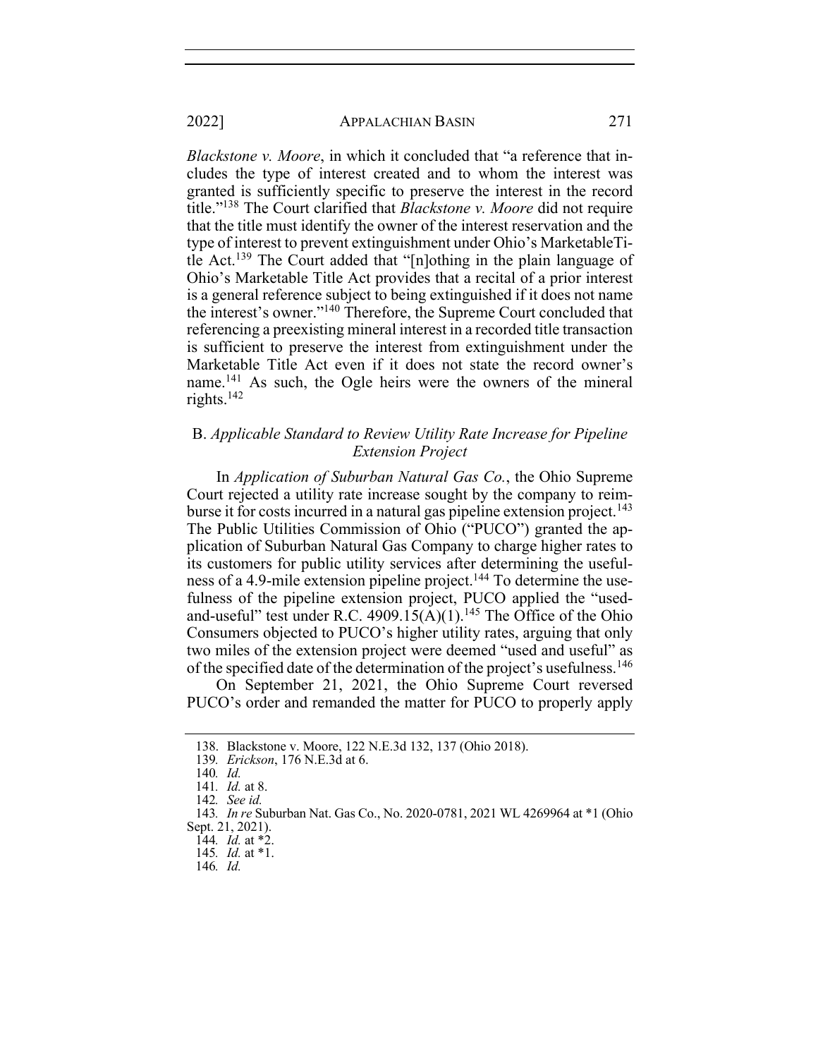*Blackstone v. Moore*, in which it concluded that "a reference that includes the type of interest created and to whom the interest was granted is sufficiently specific to preserve the interest in the record title."[138] The Court clarified that *Blackstone v. Moore* did not require that the title must identify the owner of the interest reservation and the type of interest to prevent extinguishment under Ohio's MarketableTitle Act.[139] The Court added that "[n]othing in the plain language of Ohio's Marketable Title Act provides that a recital of a prior interest is a general reference subject to being extinguished if it does not name the interest's owner."[140] Therefore, the Supreme Court concluded that referencing a preexisting mineral interest in a recorded title transaction is sufficient to preserve the interest from extinguishment under the Marketable Title Act even if it does not state the record owner's name.[141] As such, the Ogle heirs were the owners of the mineral rights.[142]

## B. *Applicable Standard to Review Utility Rate Increase for Pipeline Extension Project*

In *Application of Suburban Natural Gas Co.*, the Ohio Supreme Court rejected a utility rate increase sought by the company to reimburse it for costs incurred in a natural gas pipeline extension project.[143] The Public Utilities Commission of Ohio ("PUCO") granted the application of Suburban Natural Gas Company to charge higher rates to its customers for public utility services after determining the usefulness of a 4.9-mile extension pipeline project.[144] To determine the usefulness of the pipeline extension project, PUCO applied the "used-and-useful" test under R.C. 4909.15(A)(1).[145] The Office of the Ohio Consumers objected to PUCO's higher utility rates, arguing that only two miles of the extension project were deemed "used and useful" as of the specified date of the determination of the project's usefulness.[146]

On September 21, 2021, the Ohio Supreme Court reversed PUCO's order and remanded the matter for PUCO to properly apply

---

138. Blackstone v. Moore, 122 N.E.3d 132, 137 (Ohio 2018).

139. *Erickson*, 176 N.E.3d at 6.

140. *Id.*

141. *Id.* at 8.

142. *See id.*

143. *In re* Suburban Nat. Gas Co., No. 2020-0781, 2021 WL 4269964 at *1 (Ohio Sept. 21, 2021).

144. *Id.* at *2.

145. *Id.* at *1.

146. *Id.*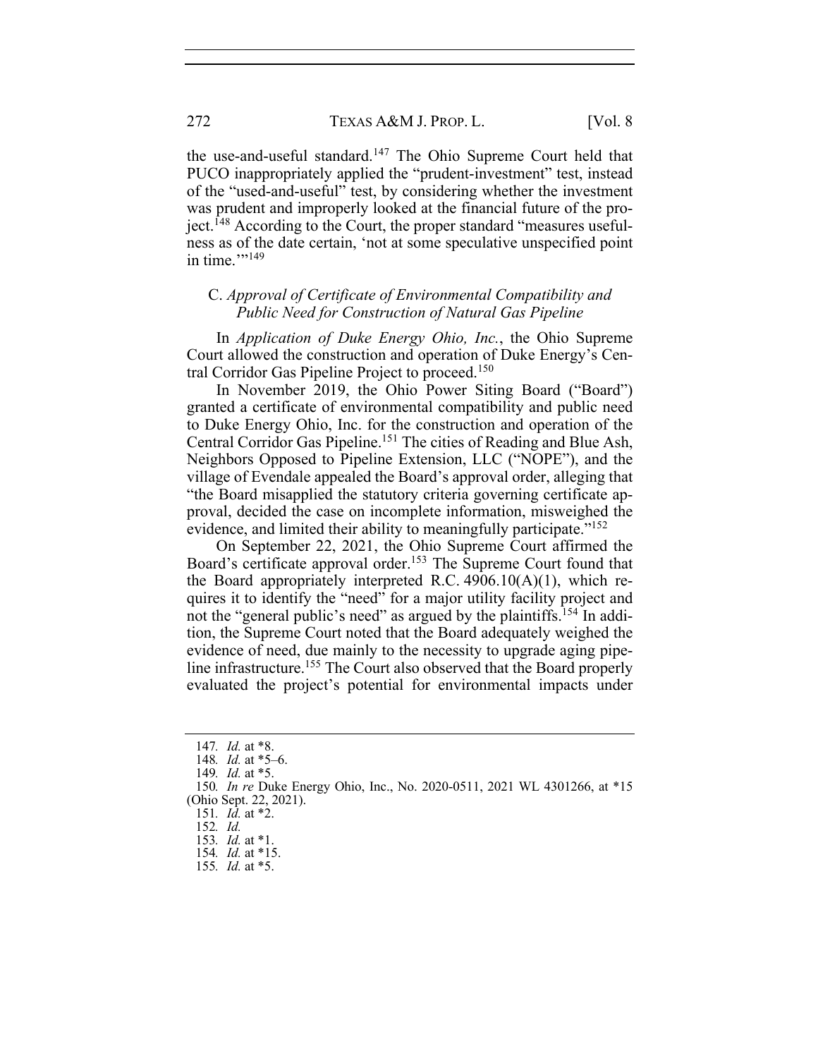the use-and-useful standard.[147] The Ohio Supreme Court held that PUCO inappropriately applied the "prudent-investment" test, instead of the "used-and-useful" test, by considering whether the investment was prudent and improperly looked at the financial future of the project.[148] According to the Court, the proper standard "measures usefulness as of the date certain, 'not at some speculative unspecified point in time.'"[149]

### C. *Approval of Certificate of Environmental Compatibility and Public Need for Construction of Natural Gas Pipeline*

In *Application of Duke Energy Ohio, Inc.*, the Ohio Supreme Court allowed the construction and operation of Duke Energy's Central Corridor Gas Pipeline Project to proceed.[150]

In November 2019, the Ohio Power Siting Board ("Board") granted a certificate of environmental compatibility and public need to Duke Energy Ohio, Inc. for the construction and operation of the Central Corridor Gas Pipeline.[151] The cities of Reading and Blue Ash, Neighbors Opposed to Pipeline Extension, LLC ("NOPE"), and the village of Evendale appealed the Board's approval order, alleging that "the Board misapplied the statutory criteria governing certificate approval, decided the case on incomplete information, misweighed the evidence, and limited their ability to meaningfully participate."[152]

On September 22, 2021, the Ohio Supreme Court affirmed the Board's certificate approval order.[153] The Supreme Court found that the Board appropriately interpreted R.C. 4906.10(A)(1), which requires it to identify the "need" for a major utility facility project and not the "general public's need" as argued by the plaintiffs.[154] In addition, the Supreme Court noted that the Board adequately weighed the evidence of need, due mainly to the necessity to upgrade aging pipeline infrastructure.[155] The Court also observed that the Board properly evaluated the project's potential for environmental impacts under

---

147. *Id.* at *8.

148. *Id.* at *5–6.

149. *Id.* at *5.

150. *In re* Duke Energy Ohio, Inc., No. 2020-0511, 2021 WL 4301266, at *15 (Ohio Sept. 22, 2021).

151. *Id.* at *2.

152. *Id.*

153. *Id.* at *1.

154. *Id.* at *15.

155. *Id.* at *5.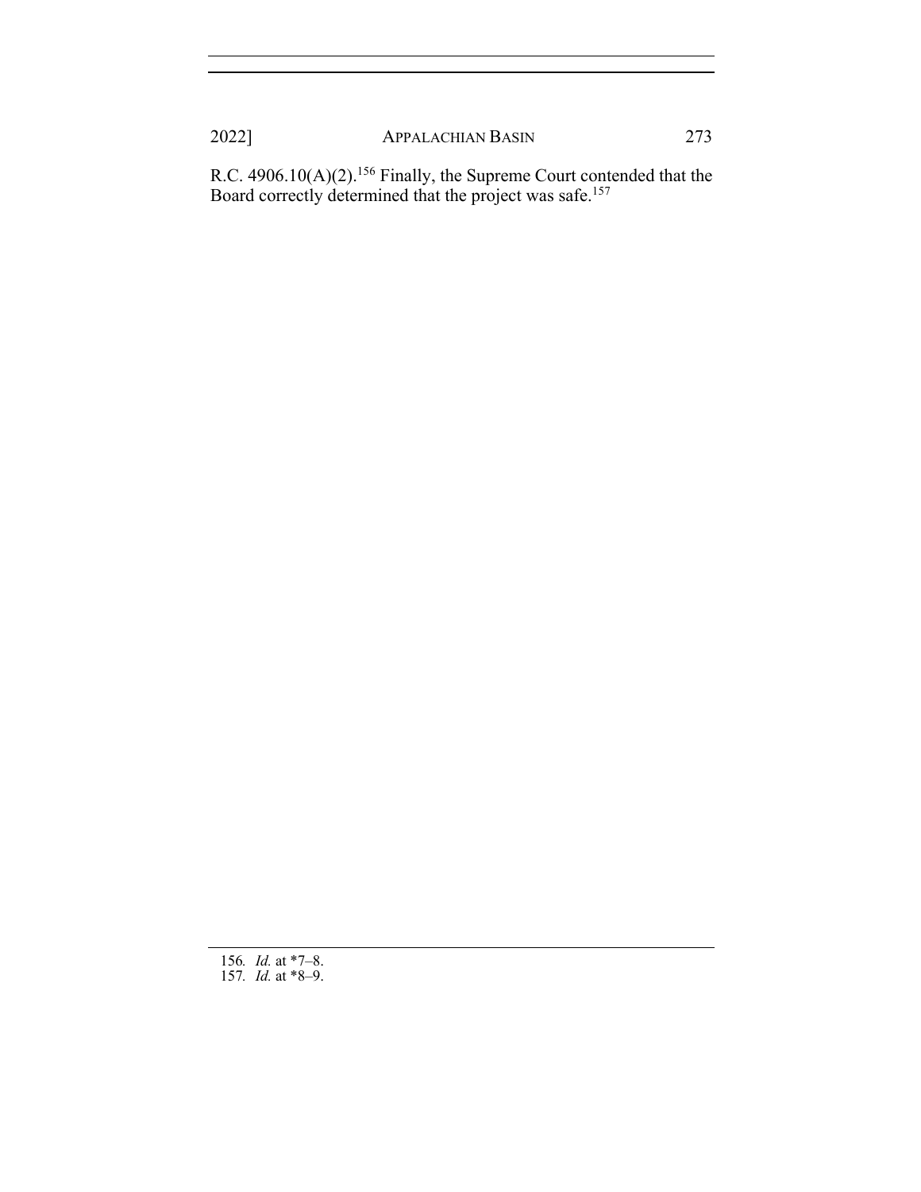R.C. 4906.10(A)(2).[156] Finally, the Supreme Court contended that the Board correctly determined that the project was safe.[157]

156. *Id.* at *7–8.
157. *Id.* at *8–9.